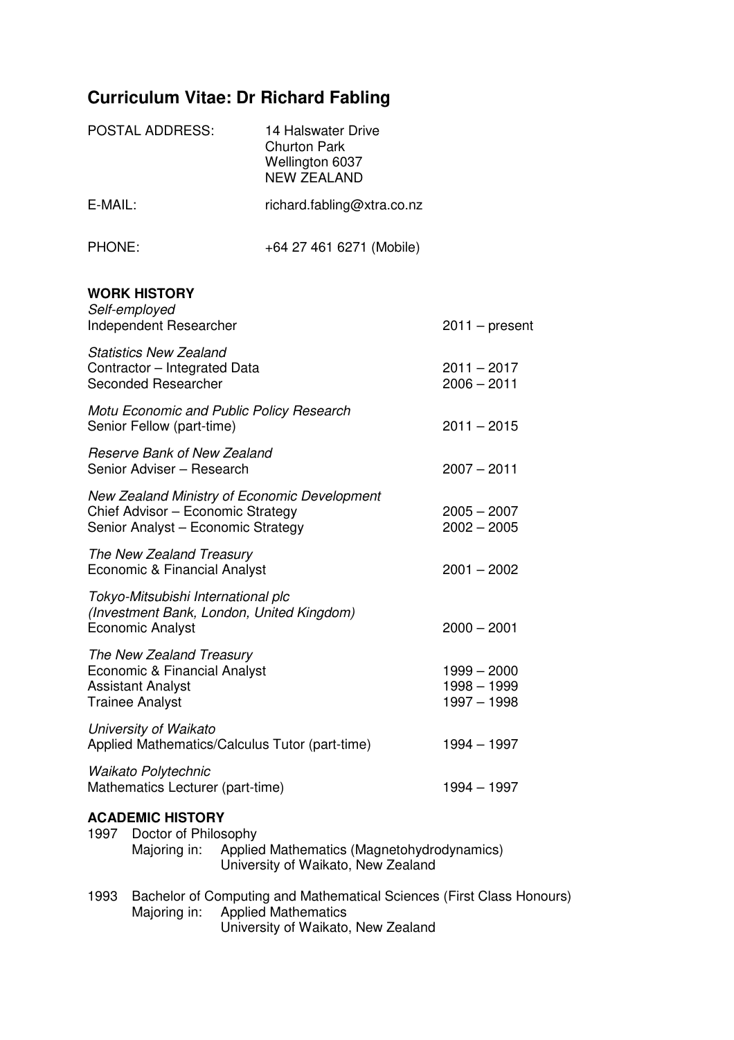# Curriculum Vitae: Dr Richard Fabling

| | |
|---|---|
| POSTAL ADDRESS: | 14 Halswater Drive<br>Churton Park<br>Wellington 6037<br>NEW ZEALAND |
| E-MAIL: | richard.fabling@xtra.co.nz |
| PHONE: | +64 27 461 6271 (Mobile) |

## WORK HISTORY

*Self-employed*
Independent Researcher — 2011 – present

*Statistics New Zealand*
Contractor – Integrated Data — 2011 – 2017
Seconded Researcher — 2006 – 2011

*Motu Economic and Public Policy Research*
Senior Fellow (part-time) — 2011 – 2015

*Reserve Bank of New Zealand*
Senior Adviser – Research — 2007 – 2011

*New Zealand Ministry of Economic Development*
Chief Advisor – Economic Strategy — 2005 – 2007
Senior Analyst – Economic Strategy — 2002 – 2005

*The New Zealand Treasury*
Economic & Financial Analyst — 2001 – 2002

*Tokyo-Mitsubishi International plc*
*(Investment Bank, London, United Kingdom)*
Economic Analyst — 2000 – 2001

*The New Zealand Treasury*
Economic & Financial Analyst — 1999 – 2000
Assistant Analyst — 1998 – 1999
Trainee Analyst — 1997 – 1998

*University of Waikato*
Applied Mathematics/Calculus Tutor (part-time) — 1994 – 1997

*Waikato Polytechnic*
Mathematics Lecturer (part-time) — 1994 – 1997

## ACADEMIC HISTORY

1997 Doctor of Philosophy
Majoring in: Applied Mathematics (Magnetohydrodynamics)
University of Waikato, New Zealand

1993 Bachelor of Computing and Mathematical Sciences (First Class Honours)
Majoring in: Applied Mathematics
University of Waikato, New Zealand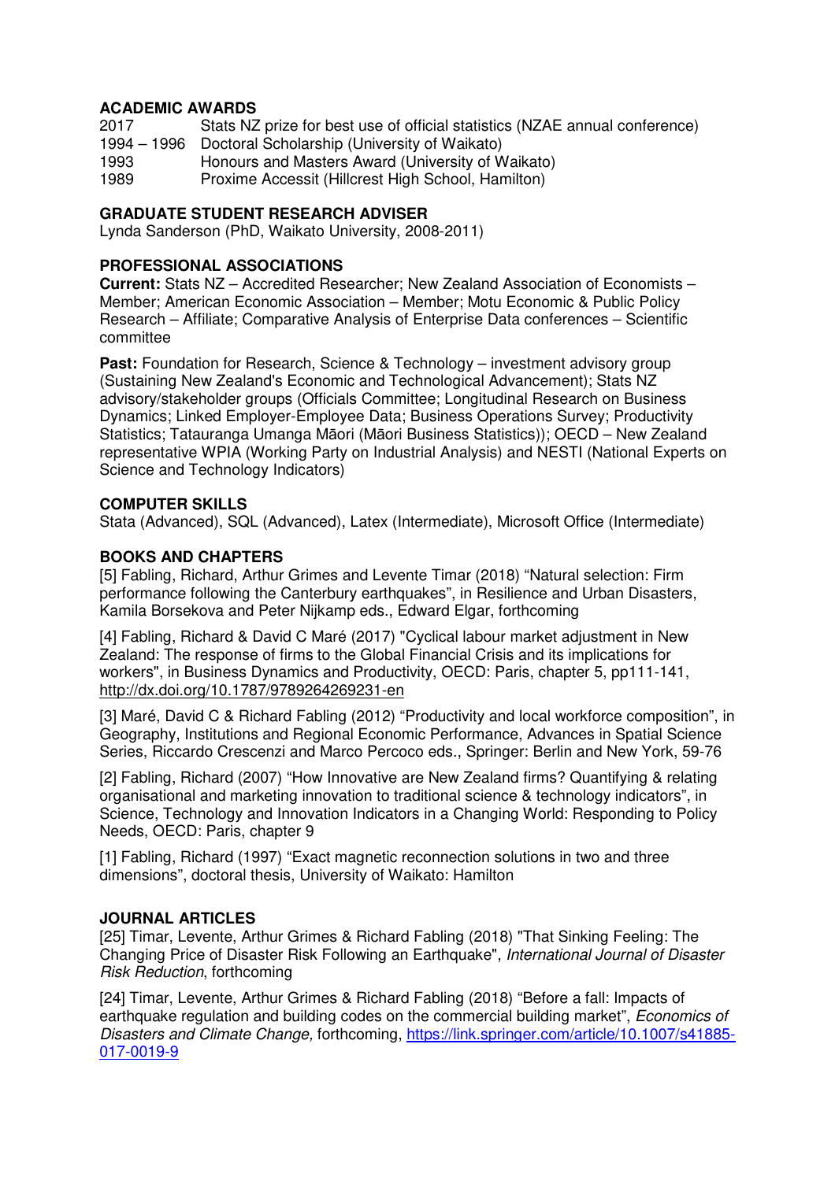## ACADEMIC AWARDS

2017 Stats NZ prize for best use of official statistics (NZAE annual conference)
1994 – 1996 Doctoral Scholarship (University of Waikato)
1993 Honours and Masters Award (University of Waikato)
1989 Proxime Accessit (Hillcrest High School, Hamilton)

## GRADUATE STUDENT RESEARCH ADVISER

Lynda Sanderson (PhD, Waikato University, 2008-2011)

## PROFESSIONAL ASSOCIATIONS

**Current:** Stats NZ – Accredited Researcher; New Zealand Association of Economists – Member; American Economic Association – Member; Motu Economic & Public Policy Research – Affiliate; Comparative Analysis of Enterprise Data conferences – Scientific committee

**Past:** Foundation for Research, Science & Technology – investment advisory group (Sustaining New Zealand's Economic and Technological Advancement); Stats NZ advisory/stakeholder groups (Officials Committee; Longitudinal Research on Business Dynamics; Linked Employer-Employee Data; Business Operations Survey; Productivity Statistics; Tatauranga Umanga Māori (Māori Business Statistics)); OECD – New Zealand representative WPIA (Working Party on Industrial Analysis) and NESTI (National Experts on Science and Technology Indicators)

## COMPUTER SKILLS

Stata (Advanced), SQL (Advanced), Latex (Intermediate), Microsoft Office (Intermediate)

## BOOKS AND CHAPTERS

[5] Fabling, Richard, Arthur Grimes and Levente Timar (2018) "Natural selection: Firm performance following the Canterbury earthquakes", in Resilience and Urban Disasters, Kamila Borsekova and Peter Nijkamp eds., Edward Elgar, forthcoming

[4] Fabling, Richard & David C Maré (2017) "Cyclical labour market adjustment in New Zealand: The response of firms to the Global Financial Crisis and its implications for workers", in Business Dynamics and Productivity, OECD: Paris, chapter 5, pp111-141, http://dx.doi.org/10.1787/9789264269231-en

[3] Maré, David C & Richard Fabling (2012) "Productivity and local workforce composition", in Geography, Institutions and Regional Economic Performance, Advances in Spatial Science Series, Riccardo Crescenzi and Marco Percoco eds., Springer: Berlin and New York, 59-76

[2] Fabling, Richard (2007) "How Innovative are New Zealand firms? Quantifying & relating organisational and marketing innovation to traditional science & technology indicators", in Science, Technology and Innovation Indicators in a Changing World: Responding to Policy Needs, OECD: Paris, chapter 9

[1] Fabling, Richard (1997) "Exact magnetic reconnection solutions in two and three dimensions", doctoral thesis, University of Waikato: Hamilton

## JOURNAL ARTICLES

[25] Timar, Levente, Arthur Grimes & Richard Fabling (2018) "That Sinking Feeling: The Changing Price of Disaster Risk Following an Earthquake", *International Journal of Disaster Risk Reduction*, forthcoming

[24] Timar, Levente, Arthur Grimes & Richard Fabling (2018) "Before a fall: Impacts of earthquake regulation and building codes on the commercial building market", *Economics of Disasters and Climate Change,* forthcoming, https://link.springer.com/article/10.1007/s41885-017-0019-9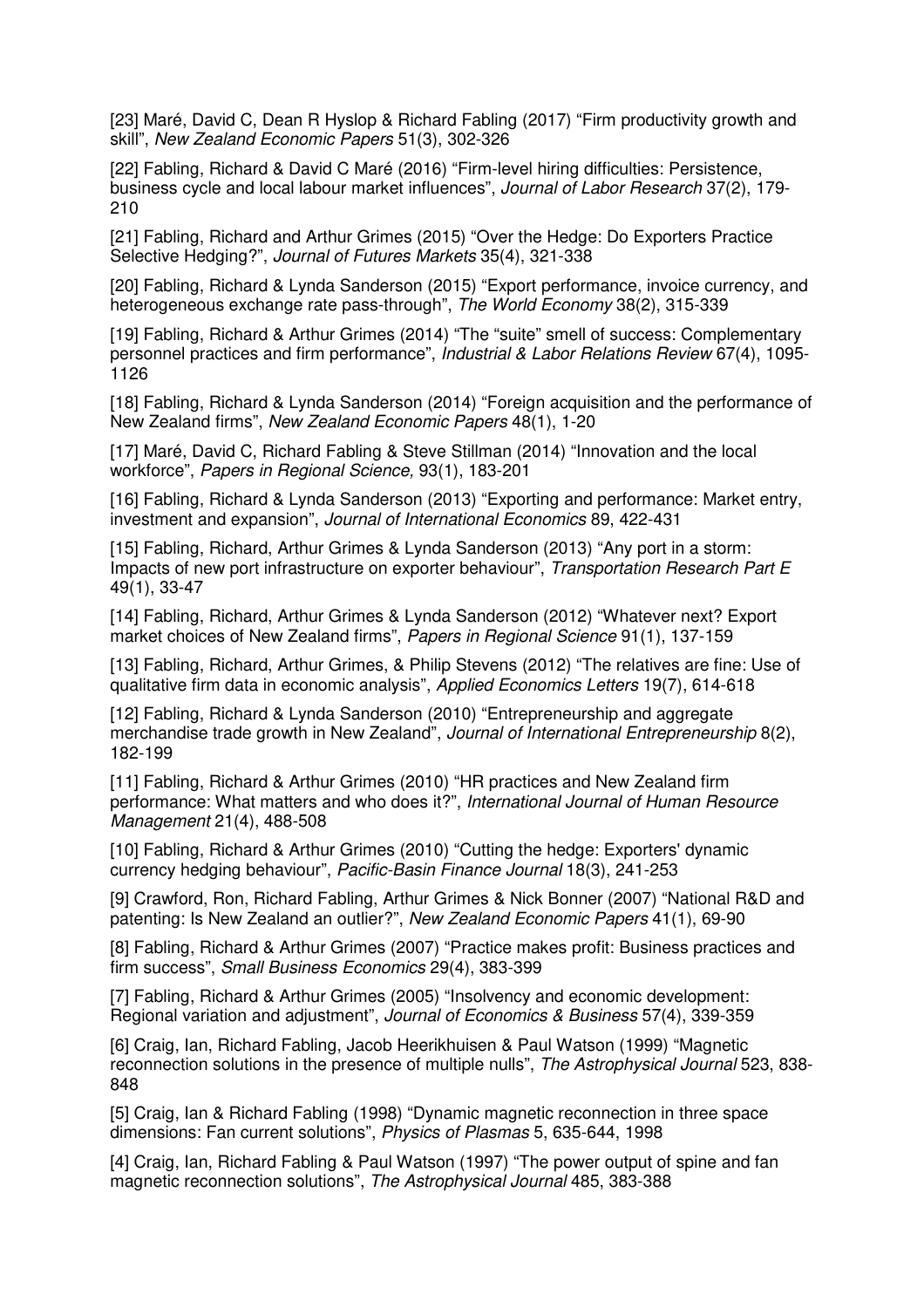[23] Maré, David C, Dean R Hyslop & Richard Fabling (2017) “Firm productivity growth and skill”, *New Zealand Economic Papers* 51(3), 302-326

[22] Fabling, Richard & David C Maré (2016) “Firm-level hiring difficulties: Persistence, business cycle and local labour market influences”, *Journal of Labor Research* 37(2), 179-210

[21] Fabling, Richard and Arthur Grimes (2015) “Over the Hedge: Do Exporters Practice Selective Hedging?”, *Journal of Futures Markets* 35(4), 321-338

[20] Fabling, Richard & Lynda Sanderson (2015) “Export performance, invoice currency, and heterogeneous exchange rate pass-through”, *The World Economy* 38(2), 315-339

[19] Fabling, Richard & Arthur Grimes (2014) “The “suite” smell of success: Complementary personnel practices and firm performance”, *Industrial & Labor Relations Review* 67(4), 1095-1126

[18] Fabling, Richard & Lynda Sanderson (2014) “Foreign acquisition and the performance of New Zealand firms”, *New Zealand Economic Papers* 48(1), 1-20

[17] Maré, David C, Richard Fabling & Steve Stillman (2014) “Innovation and the local workforce”, *Papers in Regional Science,* 93(1), 183-201

[16] Fabling, Richard & Lynda Sanderson (2013) “Exporting and performance: Market entry, investment and expansion”, *Journal of International Economics* 89, 422-431

[15] Fabling, Richard, Arthur Grimes & Lynda Sanderson (2013) “Any port in a storm: Impacts of new port infrastructure on exporter behaviour”, *Transportation Research Part E* 49(1), 33-47

[14] Fabling, Richard, Arthur Grimes & Lynda Sanderson (2012) “Whatever next? Export market choices of New Zealand firms”, *Papers in Regional Science* 91(1), 137-159

[13] Fabling, Richard, Arthur Grimes, & Philip Stevens (2012) “The relatives are fine: Use of qualitative firm data in economic analysis”, *Applied Economics Letters* 19(7), 614-618

[12] Fabling, Richard & Lynda Sanderson (2010) “Entrepreneurship and aggregate merchandise trade growth in New Zealand”, *Journal of International Entrepreneurship* 8(2), 182-199

[11] Fabling, Richard & Arthur Grimes (2010) “HR practices and New Zealand firm performance: What matters and who does it?”, *International Journal of Human Resource Management* 21(4), 488-508

[10] Fabling, Richard & Arthur Grimes (2010) “Cutting the hedge: Exporters' dynamic currency hedging behaviour”, *Pacific-Basin Finance Journal* 18(3), 241-253

[9] Crawford, Ron, Richard Fabling, Arthur Grimes & Nick Bonner (2007) “National R&D and patenting: Is New Zealand an outlier?”, *New Zealand Economic Papers* 41(1), 69-90

[8] Fabling, Richard & Arthur Grimes (2007) “Practice makes profit: Business practices and firm success”, *Small Business Economics* 29(4), 383-399

[7] Fabling, Richard & Arthur Grimes (2005) “Insolvency and economic development: Regional variation and adjustment”, *Journal of Economics & Business* 57(4), 339-359

[6] Craig, Ian, Richard Fabling, Jacob Heerikhuisen & Paul Watson (1999) “Magnetic reconnection solutions in the presence of multiple nulls”, *The Astrophysical Journal* 523, 838-848

[5] Craig, Ian & Richard Fabling (1998) “Dynamic magnetic reconnection in three space dimensions: Fan current solutions”, *Physics of Plasmas* 5, 635-644, 1998

[4] Craig, Ian, Richard Fabling & Paul Watson (1997) “The power output of spine and fan magnetic reconnection solutions”, *The Astrophysical Journal* 485, 383-388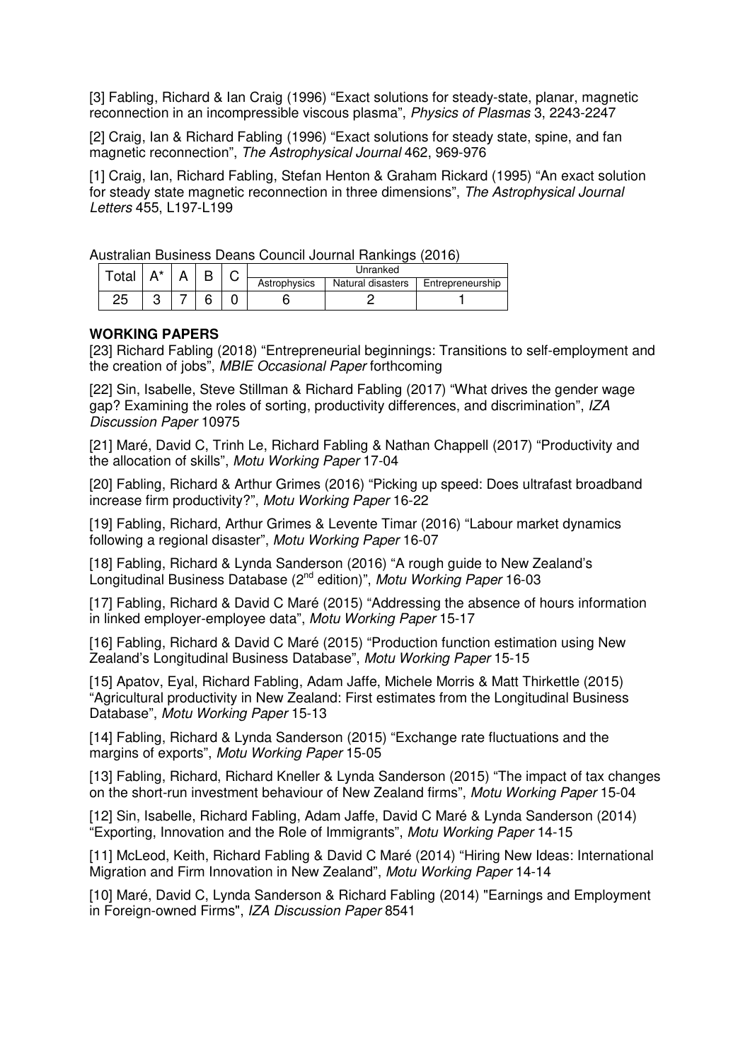[3] Fabling, Richard & Ian Craig (1996) "Exact solutions for steady-state, planar, magnetic reconnection in an incompressible viscous plasma", *Physics of Plasmas* 3, 2243-2247

[2] Craig, Ian & Richard Fabling (1996) "Exact solutions for steady state, spine, and fan magnetic reconnection", *The Astrophysical Journal* 462, 969-976

[1] Craig, Ian, Richard Fabling, Stefan Henton & Graham Rickard (1995) "An exact solution for steady state magnetic reconnection in three dimensions", *The Astrophysical Journal Letters* 455, L197-L199

Australian Business Deans Council Journal Rankings (2016)

| Total | A* | A | B | C | Unranked | | |
|---|---|---|---|---|---|---|---|
| | | | | | Astrophysics | Natural disasters | Entrepreneurship |
| 25 | 3 | 7 | 6 | 0 | 6 | 2 | 1 |

**WORKING PAPERS**

[23] Richard Fabling (2018) "Entrepreneurial beginnings: Transitions to self-employment and the creation of jobs", *MBIE Occasional Paper* forthcoming

[22] Sin, Isabelle, Steve Stillman & Richard Fabling (2017) "What drives the gender wage gap? Examining the roles of sorting, productivity differences, and discrimination", *IZA Discussion Paper* 10975

[21] Maré, David C, Trinh Le, Richard Fabling & Nathan Chappell (2017) "Productivity and the allocation of skills", *Motu Working Paper* 17-04

[20] Fabling, Richard & Arthur Grimes (2016) "Picking up speed: Does ultrafast broadband increase firm productivity?", *Motu Working Paper* 16-22

[19] Fabling, Richard, Arthur Grimes & Levente Timar (2016) "Labour market dynamics following a regional disaster", *Motu Working Paper* 16-07

[18] Fabling, Richard & Lynda Sanderson (2016) "A rough guide to New Zealand's Longitudinal Business Database (2nd edition)", *Motu Working Paper* 16-03

[17] Fabling, Richard & David C Maré (2015) "Addressing the absence of hours information in linked employer-employee data", *Motu Working Paper* 15-17

[16] Fabling, Richard & David C Maré (2015) "Production function estimation using New Zealand's Longitudinal Business Database", *Motu Working Paper* 15-15

[15] Apatov, Eyal, Richard Fabling, Adam Jaffe, Michele Morris & Matt Thirkettle (2015) "Agricultural productivity in New Zealand: First estimates from the Longitudinal Business Database", *Motu Working Paper* 15-13

[14] Fabling, Richard & Lynda Sanderson (2015) "Exchange rate fluctuations and the margins of exports", *Motu Working Paper* 15-05

[13] Fabling, Richard, Richard Kneller & Lynda Sanderson (2015) "The impact of tax changes on the short-run investment behaviour of New Zealand firms", *Motu Working Paper* 15-04

[12] Sin, Isabelle, Richard Fabling, Adam Jaffe, David C Maré & Lynda Sanderson (2014) "Exporting, Innovation and the Role of Immigrants", *Motu Working Paper* 14-15

[11] McLeod, Keith, Richard Fabling & David C Maré (2014) "Hiring New Ideas: International Migration and Firm Innovation in New Zealand", *Motu Working Paper* 14-14

[10] Maré, David C, Lynda Sanderson & Richard Fabling (2014) "Earnings and Employment in Foreign-owned Firms", *IZA Discussion Paper* 8541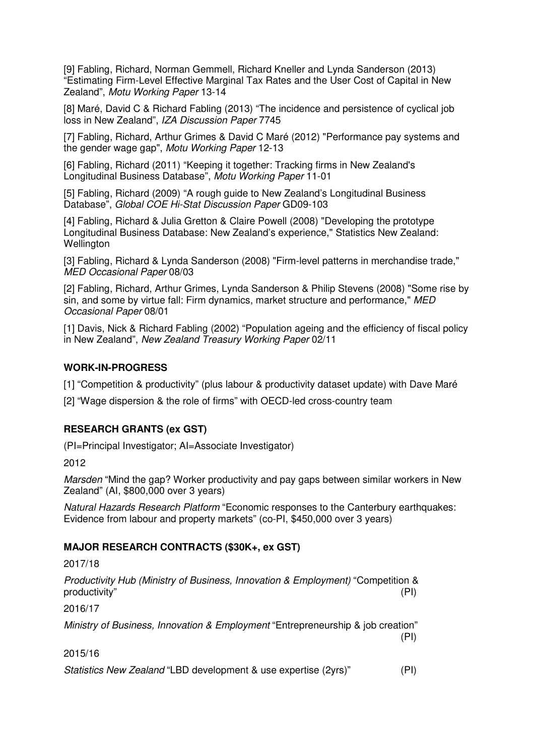[9] Fabling, Richard, Norman Gemmell, Richard Kneller and Lynda Sanderson (2013) "Estimating Firm-Level Effective Marginal Tax Rates and the User Cost of Capital in New Zealand", *Motu Working Paper* 13-14

[8] Maré, David C & Richard Fabling (2013) "The incidence and persistence of cyclical job loss in New Zealand", *IZA Discussion Paper* 7745

[7] Fabling, Richard, Arthur Grimes & David C Maré (2012) "Performance pay systems and the gender wage gap", *Motu Working Paper* 12-13

[6] Fabling, Richard (2011) "Keeping it together: Tracking firms in New Zealand's Longitudinal Business Database", *Motu Working Paper* 11-01

[5] Fabling, Richard (2009) "A rough guide to New Zealand's Longitudinal Business Database", *Global COE Hi-Stat Discussion Paper* GD09-103

[4] Fabling, Richard & Julia Gretton & Claire Powell (2008) "Developing the prototype Longitudinal Business Database: New Zealand's experience," Statistics New Zealand: Wellington

[3] Fabling, Richard & Lynda Sanderson (2008) "Firm-level patterns in merchandise trade," *MED Occasional Paper* 08/03

[2] Fabling, Richard, Arthur Grimes, Lynda Sanderson & Philip Stevens (2008) "Some rise by sin, and some by virtue fall: Firm dynamics, market structure and performance," *MED Occasional Paper* 08/01

[1] Davis, Nick & Richard Fabling (2002) "Population ageing and the efficiency of fiscal policy in New Zealand", *New Zealand Treasury Working Paper* 02/11

## WORK-IN-PROGRESS

[1] "Competition & productivity" (plus labour & productivity dataset update) with Dave Maré

[2] "Wage dispersion & the role of firms" with OECD-led cross-country team

## RESEARCH GRANTS (ex GST)

(PI=Principal Investigator; AI=Associate Investigator)

2012

*Marsden* "Mind the gap? Worker productivity and pay gaps between similar workers in New Zealand" (AI, $800,000 over 3 years)

*Natural Hazards Research Platform* "Economic responses to the Canterbury earthquakes: Evidence from labour and property markets" (co-PI, $450,000 over 3 years)

## MAJOR RESEARCH CONTRACTS ($30K+, ex GST)

2017/18

*Productivity Hub (Ministry of Business, Innovation & Employment)* "Competition & productivity" (PI)

2016/17

*Ministry of Business, Innovation & Employment* "Entrepreneurship & job creation" (PI)

2015/16

*Statistics New Zealand* "LBD development & use expertise (2yrs)" (PI)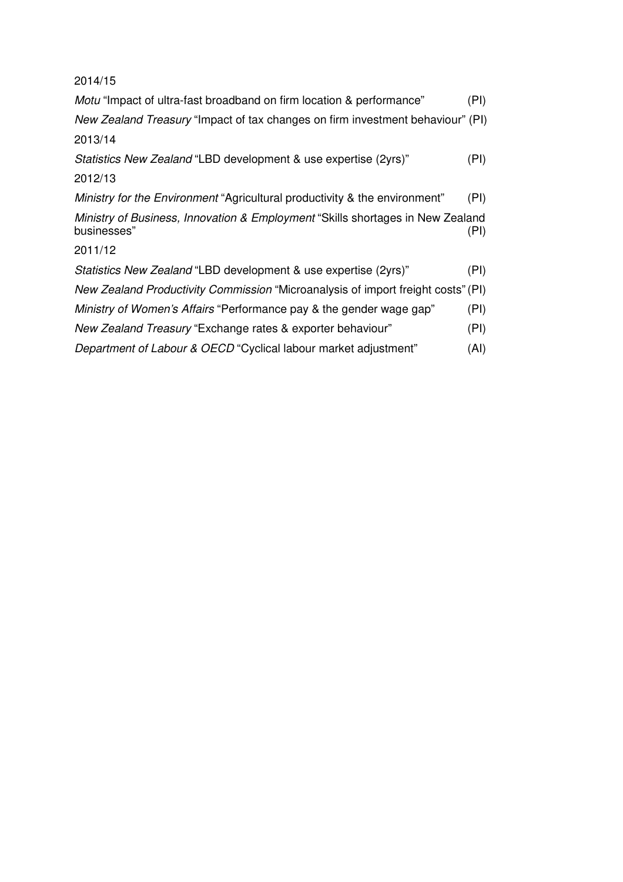2014/15

*Motu* "Impact of ultra-fast broadband on firm location & performance" (PI)

*New Zealand Treasury* "Impact of tax changes on firm investment behaviour" (PI)

2013/14

*Statistics New Zealand* "LBD development & use expertise (2yrs)" (PI)

2012/13

*Ministry for the Environment* "Agricultural productivity & the environment" (PI)

*Ministry of Business, Innovation & Employment* "Skills shortages in New Zealand businesses" (PI)

2011/12

*Statistics New Zealand* "LBD development & use expertise (2yrs)" (PI)

*New Zealand Productivity Commission* "Microanalysis of import freight costs" (PI)

*Ministry of Women's Affairs* "Performance pay & the gender wage gap" (PI)

*New Zealand Treasury* "Exchange rates & exporter behaviour" (PI)

*Department of Labour & OECD* "Cyclical labour market adjustment" (AI)